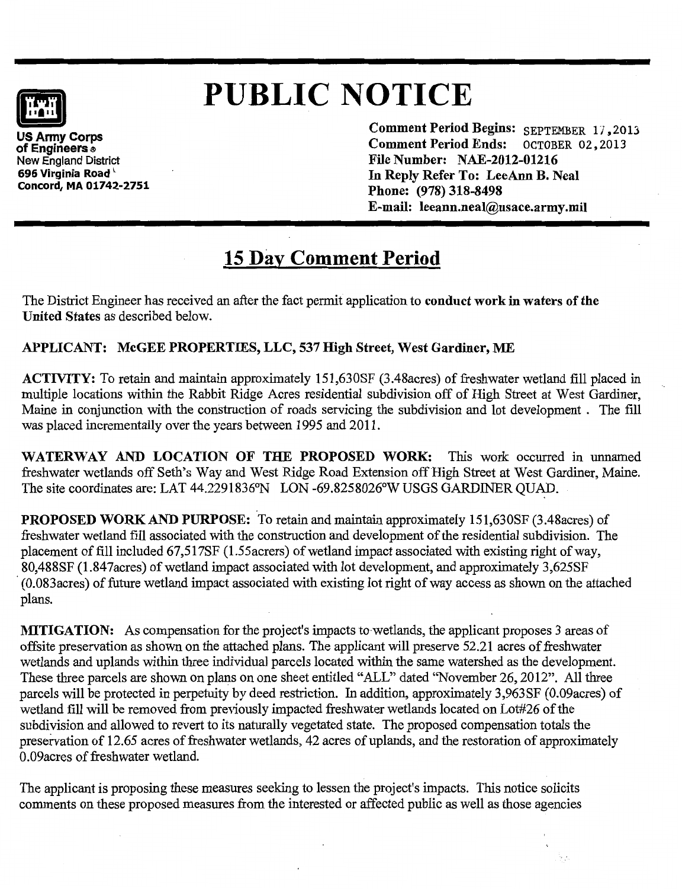# PUBLIC NOTICE

US Army Corps of Engineers®
New England District
696 Virginia Road
Concord, MA 01742-2751

**Comment Period Begins:** SEPTEMBER 17,2013
**Comment Period Ends:** OCTOBER 02,2013
**File Number: NAE-2012-01216**
**In Reply Refer To: LeeAnn B. Neal**
**Phone: (978) 318-8498**
**E-mail: leeann.neal@usace.army.mil**

## 15 Day Comment Period

The District Engineer has received an after the fact permit application to **conduct work in waters of the United States** as described below.

**APPLICANT: McGEE PROPERTIES, LLC, 537 High Street, West Gardiner, ME**

**ACTIVITY:** To retain and maintain approximately 151,630SF (3.48acres) of freshwater wetland fill placed in multiple locations within the Rabbit Ridge Acres residential subdivision off of High Street at West Gardiner, Maine in conjunction with the construction of roads servicing the subdivision and lot development . The fill was placed incrementally over the years between 1995 and 2011.

**WATERWAY AND LOCATION OF THE PROPOSED WORK:** This work occurred in unnamed freshwater wetlands off Seth's Way and West Ridge Road Extension off High Street at West Gardiner, Maine. The site coordinates are: LAT 44.2291836°N LON -69.8258026°W USGS GARDINER QUAD.

**PROPOSED WORK AND PURPOSE:** To retain and maintain approximately 151,630SF (3.48acres) of freshwater wetland fill associated with the construction and development of the residential subdivision. The placement of fill included 67,517SF (1.55acrers) of wetland impact associated with existing right of way, 80,488SF (1.847acres) of wetland impact associated with lot development, and approximately 3,625SF (0.083acres) of future wetland impact associated with existing lot right of way access as shown on the attached plans.

**MITIGATION:** As compensation for the project's impacts to wetlands, the applicant proposes 3 areas of offsite preservation as shown on the attached plans. The applicant will preserve 52.21 acres of freshwater wetlands and uplands within three individual parcels located within the same watershed as the development. These three parcels are shown on plans on one sheet entitled "ALL" dated "November 26, 2012". All three parcels will be protected in perpetuity by deed restriction. In addition, approximately 3,963SF (0.09acres) of wetland fill will be removed from previously impacted freshwater wetlands located on Lot#26 of the subdivision and allowed to revert to its naturally vegetated state. The proposed compensation totals the preservation of 12.65 acres of freshwater wetlands, 42 acres of uplands, and the restoration of approximately 0.09acres of freshwater wetland.

The applicant is proposing these measures seeking to lessen the project's impacts. This notice solicits comments on these proposed measures from the interested or affected public as well as those agencies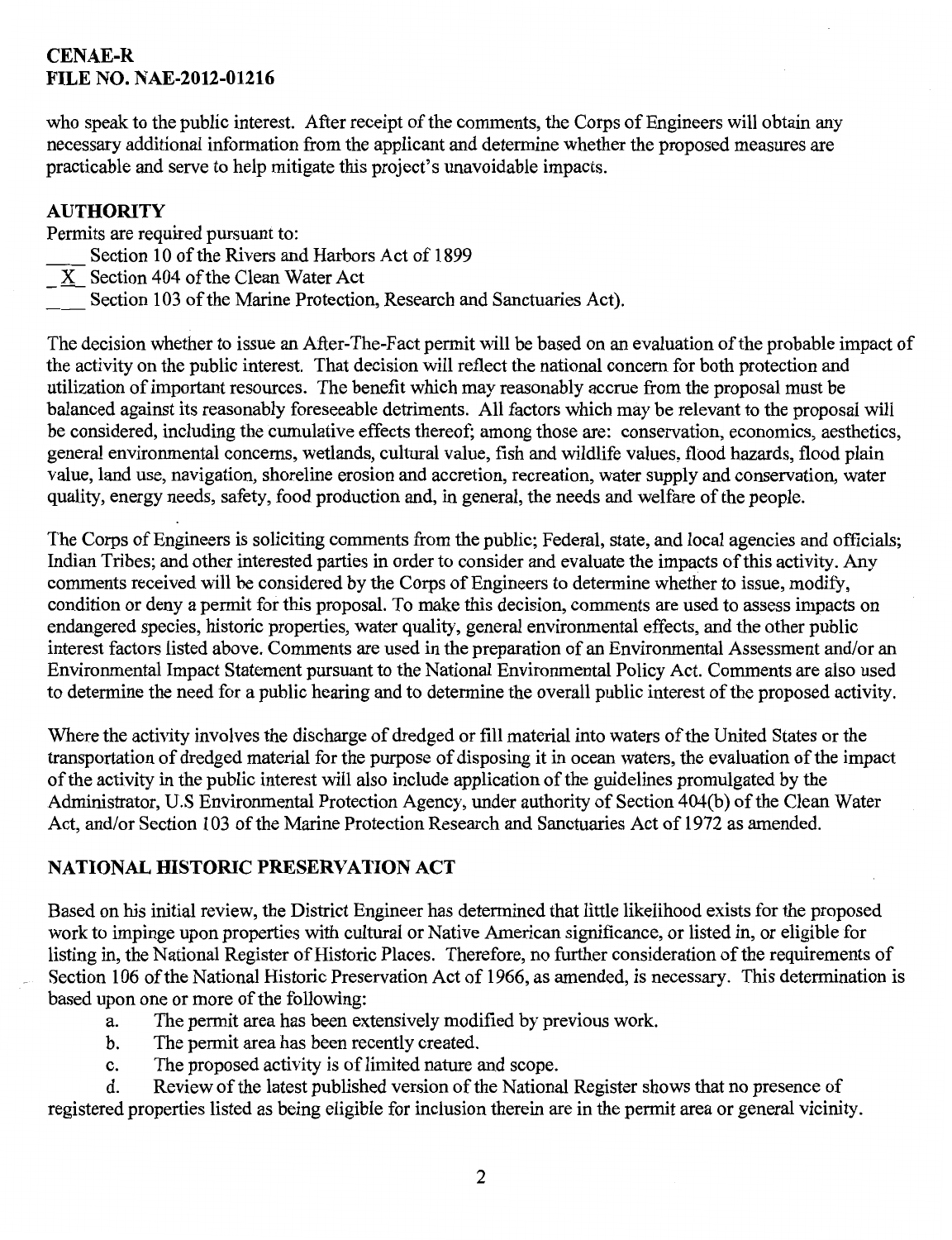who speak to the public interest. After receipt of the comments, the Corps of Engineers will obtain any necessary additional information from the applicant and determine whether the proposed measures are practicable and serve to help mitigate this project's unavoidable impacts.

## AUTHORITY

Permits are required pursuant to:

\_\_\_\_ Section 10 of the Rivers and Harbors Act of 1899

\_X\_ Section 404 of the Clean Water Act

\_\_\_\_ Section 103 of the Marine Protection, Research and Sanctuaries Act).

The decision whether to issue an After-The-Fact permit will be based on an evaluation of the probable impact of the activity on the public interest. That decision will reflect the national concern for both protection and utilization of important resources. The benefit which may reasonably accrue from the proposal must be balanced against its reasonably foreseeable detriments. All factors which may be relevant to the proposal will be considered, including the cumulative effects thereof; among those are: conservation, economics, aesthetics, general environmental concerns, wetlands, cultural value, fish and wildlife values, flood hazards, flood plain value, land use, navigation, shoreline erosion and accretion, recreation, water supply and conservation, water quality, energy needs, safety, food production and, in general, the needs and welfare of the people.

The Corps of Engineers is soliciting comments from the public; Federal, state, and local agencies and officials; Indian Tribes; and other interested parties in order to consider and evaluate the impacts of this activity. Any comments received will be considered by the Corps of Engineers to determine whether to issue, modify, condition or deny a permit for this proposal. To make this decision, comments are used to assess impacts on endangered species, historic properties, water quality, general environmental effects, and the other public interest factors listed above. Comments are used in the preparation of an Environmental Assessment and/or an Environmental Impact Statement pursuant to the National Environmental Policy Act. Comments are also used to determine the need for a public hearing and to determine the overall public interest of the proposed activity.

Where the activity involves the discharge of dredged or fill material into waters of the United States or the transportation of dredged material for the purpose of disposing it in ocean waters, the evaluation of the impact of the activity in the public interest will also include application of the guidelines promulgated by the Administrator, U.S Environmental Protection Agency, under authority of Section 404(b) of the Clean Water Act, and/or Section 103 of the Marine Protection Research and Sanctuaries Act of 1972 as amended.

## NATIONAL HISTORIC PRESERVATION ACT

Based on his initial review, the District Engineer has determined that little likelihood exists for the proposed work to impinge upon properties with cultural or Native American significance, or listed in, or eligible for listing in, the National Register of Historic Places. Therefore, no further consideration of the requirements of Section 106 of the National Historic Preservation Act of 1966, as amended, is necessary. This determination is based upon one or more of the following:

a. The permit area has been extensively modified by previous work.

b. The permit area has been recently created.

c. The proposed activity is of limited nature and scope.

d. Review of the latest published version of the National Register shows that no presence of registered properties listed as being eligible for inclusion therein are in the permit area or general vicinity.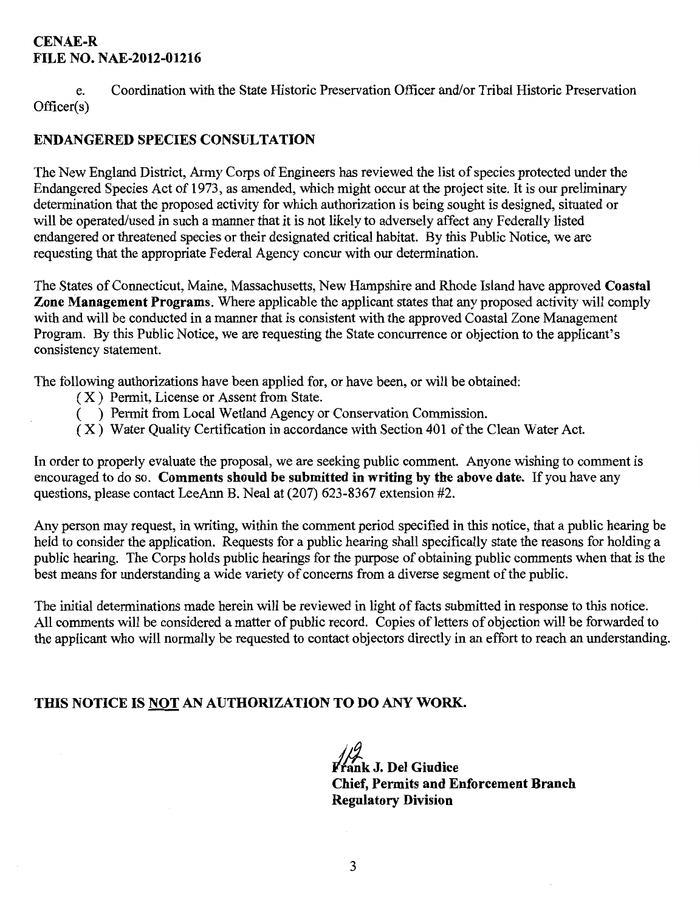**CENAE-R**
**FILE NO. NAE-2012-01216**

e. Coordination with the State Historic Preservation Officer and/or Tribal Historic Preservation Officer(s)

## ENDANGERED SPECIES CONSULTATION

The New England District, Army Corps of Engineers has reviewed the list of species protected under the Endangered Species Act of 1973, as amended, which might occur at the project site. It is our preliminary determination that the proposed activity for which authorization is being sought is designed, situated or will be operated/used in such a manner that it is not likely to adversely affect any Federally listed endangered or threatened species or their designated critical habitat. By this Public Notice, we are requesting that the appropriate Federal Agency concur with our determination.

The States of Connecticut, Maine, Massachusetts, New Hampshire and Rhode Island have approved **Coastal Zone Management Programs**. Where applicable the applicant states that any proposed activity will comply with and will be conducted in a manner that is consistent with the approved Coastal Zone Management Program. By this Public Notice, we are requesting the State concurrence or objection to the applicant's consistency statement.

The following authorizations have been applied for, or have been, or will be obtained:

( X ) Permit, License or Assent from State.
(   ) Permit from Local Wetland Agency or Conservation Commission.
( X ) Water Quality Certification in accordance with Section 401 of the Clean Water Act.

In order to properly evaluate the proposal, we are seeking public comment. Anyone wishing to comment is encouraged to do so. **Comments should be submitted in writing by the above date.** If you have any questions, please contact LeeAnn B. Neal at (207) 623-8367 extension #2.

Any person may request, in writing, within the comment period specified in this notice, that a public hearing be held to consider the application. Requests for a public hearing shall specifically state the reasons for holding a public hearing. The Corps holds public hearings for the purpose of obtaining public comments when that is the best means for understanding a wide variety of concerns from a diverse segment of the public.

The initial determinations made herein will be reviewed in light of facts submitted in response to this notice. All comments will be considered a matter of public record. Copies of letters of objection will be forwarded to the applicant who will normally be requested to contact objectors directly in an effort to reach an understanding.

**THIS NOTICE IS NOT AN AUTHORIZATION TO DO ANY WORK.**

**Frank J. Del Giudice**
**Chief, Permits and Enforcement Branch**
**Regulatory Division**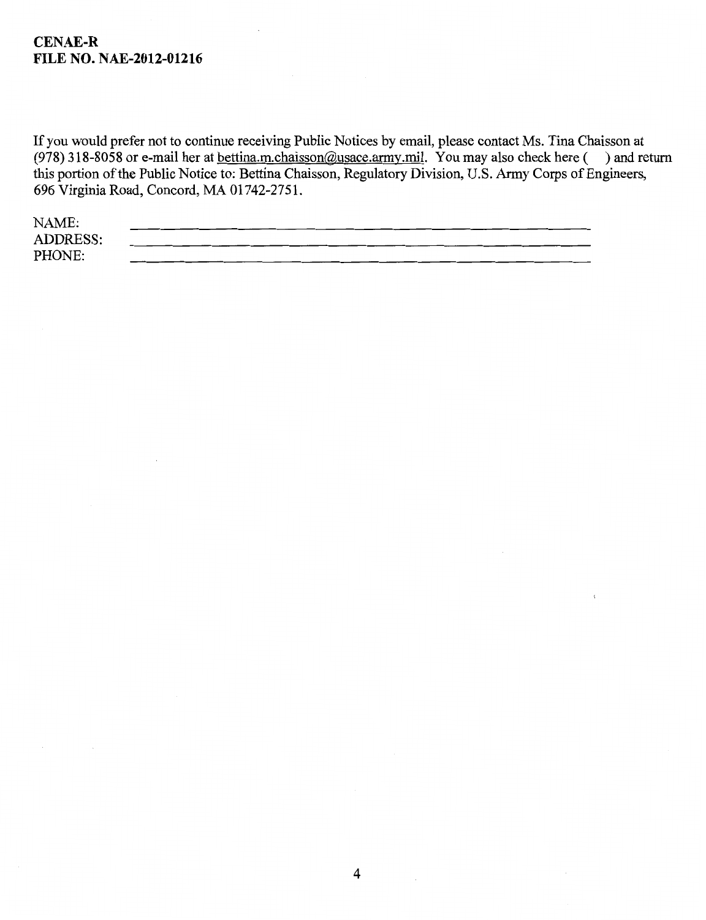**CENAE-R**
**FILE NO. NAE-2012-01216**

If you would prefer not to continue receiving Public Notices by email, please contact Ms. Tina Chaisson at (978) 318-8058 or e-mail her at bettina.m.chaisson@usace.army.mil. You may also check here ( ) and return this portion of the Public Notice to: Bettina Chaisson, Regulatory Division, U.S. Army Corps of Engineers, 696 Virginia Road, Concord, MA 01742-2751.

NAME: ____________________________________________

ADDRESS: ____________________________________________

PHONE: ____________________________________________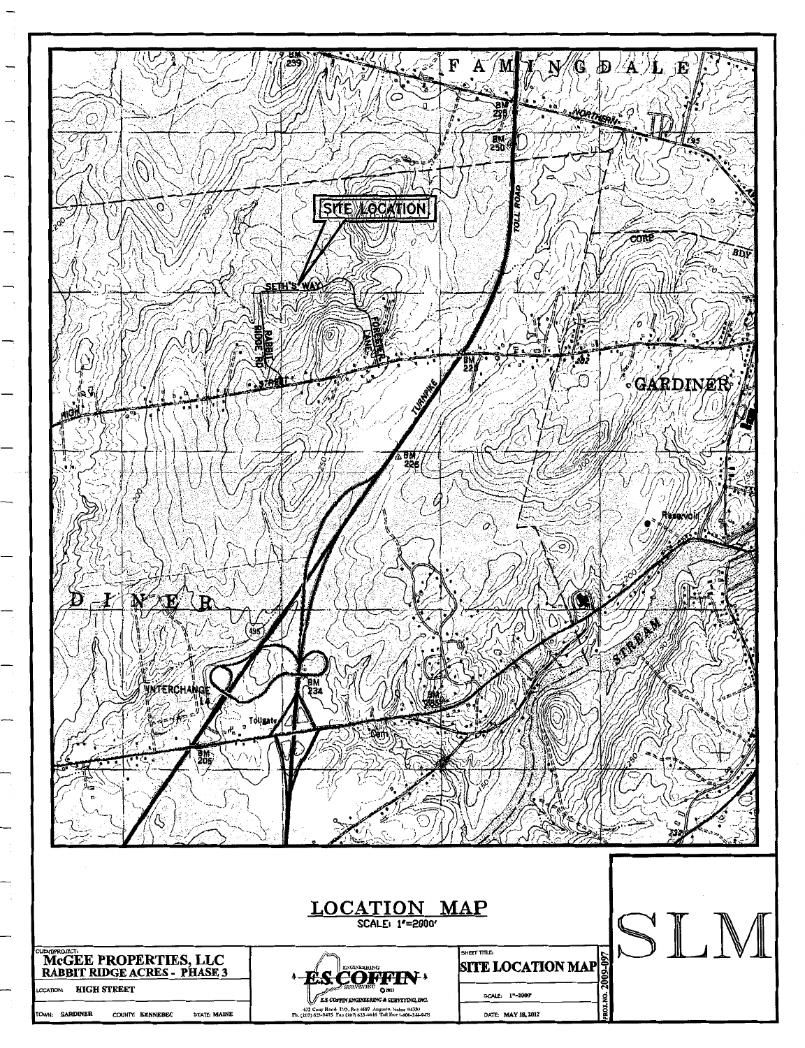# LOCATION MAP

SCALE: 1"=2000'

SITE LOCATION

SLM

| CLIENT/PROJECT: | |
|---|---|
| McGEE PROPERTIES, LLC | |
| RABBIT RIDGE ACRES - PHASE 3 | |
| LOCATION: HIGH STREET | |
| TOWN: GARDINER | COUNTY: KENNEBEC STATE: MAINE |

E.S. COFFIN ENGINEERING & SURVEYING, INC.
432 Cony Road P.O. Box 4687 Augusta, Maine 04330
Ph. (207) 623-9475 Fax (207) 623-0016 Toll Free 1-800-244-9475

SHEET TITLE: **SITE LOCATION MAP**

SCALE: 1"=2000'

DATE: MAY 18, 2017

PROJ. NO. 2009-097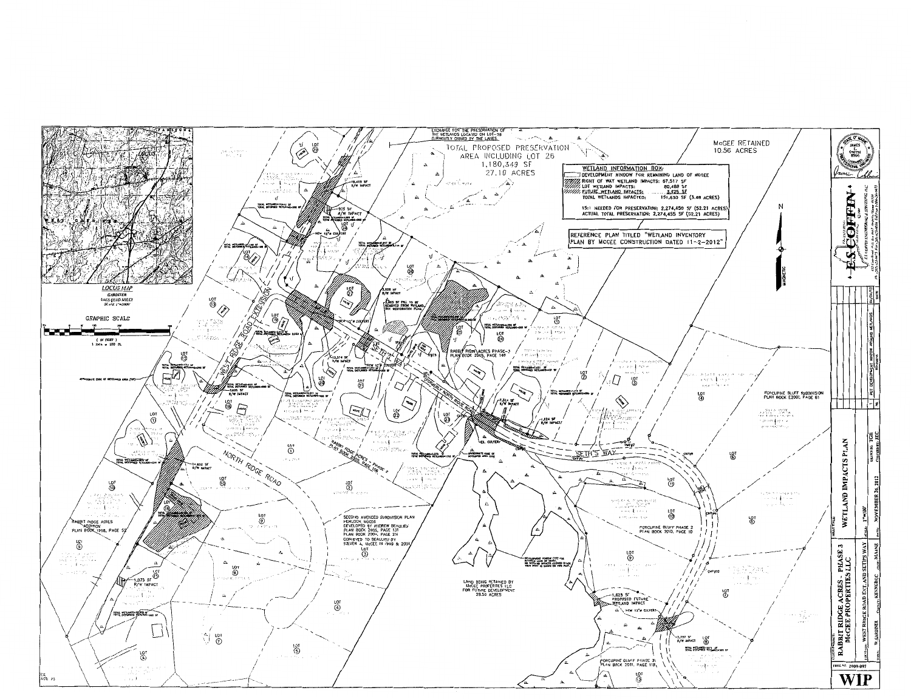EXCHANGE FOR THE PRESERVATION OF THE WETLANDS LOCATED ON LOT 26 CURRENTLY OWNED BY THE LANES.

TOTAL PROPOSED PRESERVATION AREA INCLUDING LOT 26
1,180,349 SF
27.10 ACRES

McGEE RETAINED
10.56 ACRES

**WETLAND INFORMATION BOX:**

| | | |
|---|---|---|
| DEVELOPMENT WINDOW FOR REMAINING LAND OF McGEE | | |
| RIGHT OF WAY WETLAND IMPACTS: | 67,517 SF | |
| LOT WETLAND IMPACTS: | 80,488 SF | |
| FUTURE WETLAND IMPACTS: | 3,625 SF | |
| TOTAL WETLANDS IMPACTED: | 151,630 SF | (3.48 ACRES) |

15:1 NEEDED FOR PRESERVATION: 2,274,450 SF (52.21 ACRES)
ACTUAL TOTAL PRESERVATION: 2,274,455 SF (52.21 ACRES)

REFERENCE PLAN TITLED "WETLAND INVENTORY PLAN BY McGEE CONSTRUCTION DATED 11-2-2012"

*LOCUS MAP*
GARDINER
USGS QUAD SHEET
SCALE 1"=2000'

GRAPHIC SCALE
( IN FEET )
1 inch = 100 ft.

WEST RIDGE ROAD EXTENSION

NORTH RIDGE ROAD

SETH'S WAY

RABBIT RIDGE ACRES PHASE-3 PLAN BOOK 2005, PAGE 146

RABBIT RIDGE ACRES PHASE 2 PLAN BOOK 2003, PAGE 106

RABBIT RIDGE ACRES ADDITION PLAN BOOK 1998, PAGE 52

SECOND AMENDED SUBDIVISION PLAN HEMLOCK WOODS DEVELOPED BY ANDREW BEAULIEU PLAN BOOK 2005, PAGE 131 PLAN BOOK 2004, PAGE 274 CONVEYED TO BEAULIEU BY STEVEN A. McGEE IN 1998 & 2001

LAND BEING RETAINED BY McGEE PROPERTIES LLC FOR FUTURE DEVELOPMENT 29.50 ACRES

PORCUPINE BLUFF SUBDIVISION PLAN BOOK E2000, PAGE 61

PORCUPINE BLUFF PHASE 2 PLAN BOOK 2010, PAGE 10

PORCUPINE BLUFF PHASE 3 PLAN BOOK 2011, PAGE 119

19,459 SF R/W IMPACT
925 SF R/W IMPACT
NEW 12"ø CULVERT
13,574 SF R/W IMPACT
3,028 SF R/W IMPACT
5,865 SF OF FILL TO BE REMOVED FROM WETLAND (SEE RESTORATION PLAN)
5,605 SF R/W IMPACT
1,324 SF R/W IMPACT
1,834 SF R/W IMPACT
1,832 SF R/W IMPACT
1,075 SF R/W IMPACT
1,625 SF PROPOSED FUTURE WETLAND IMPACT
1,797 SF R/W IMPACT
EX. CULVERT
APPROXIMATE EDGE OF DEVELOPED AREA (TYP)

| | | | |
|---|---|---|---|
| RABBIT RIDGE ACRES - PHASE 3 | WETLAND IMPACTS PLAN | | |
| McGEE PROPERTIES LLC | | | |
| LOCATION: WEST RIDGE ROAD EXT. AND SETHS WAY | SCALE: 1"=100' | DRAWN BY: TGH | |
| W. GARDINER, COUNTY: KENNEBEC, STATE: MAINE | DATE: NOVEMBER 26, 2012 | CHECKED BY: JEC | |
| 1 | PUT DEVELOPMENT WINDOW AROUND WETLANDS | | 6/21/13 |
| PROJ. NO. 2009-097 | | | |

**WIP**

E.S. COFFIN ENGINEERING & SURVEYING, INC.

STATE OF MAINE — JAMES E. COFFIN — 8500 — LICENSED PROFESSIONAL ENGINEER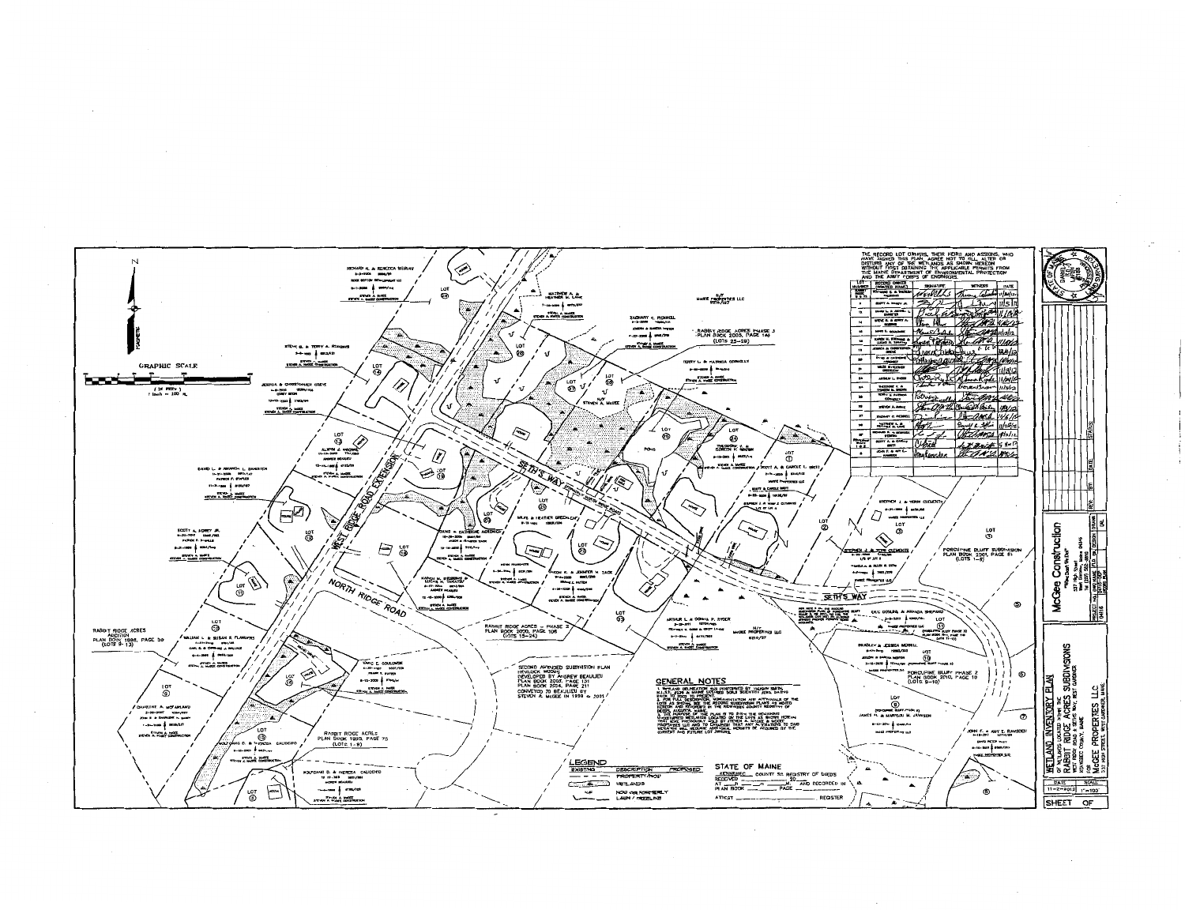THE RECORD LOT OWNERS, THEIR HEIRS AND ASSIGNS, WHO HAVE SIGNED THIS PLAN, AGREE NOT TO FILL, ALTER OR DISTURB ANY OF THE WETLANDS AS SHOWN HEREON WITHOUT FIRST OBTAINING THE APPLICABLE PERMITS FROM THE MAINE DEPARTMENT OF ENVIRONMENTAL PROTECTION AND THE ARMY CORPS OF ENGINEERS.

| LOT NUMBER | RECORD OWNER (PRINTED NAME) | SIGNATURE | WITNESS | DATE |
|---|---|---|---|---|
| | | | | |

## GENERAL NOTES

1. WETLAND DELINEATION WAS PERFORMED BY VAUGHN SMITH, M.S.S.E., ... MAINE LICENSED SOILS SCIENTIST ...

2. FOR FULL DESCRIPTION, DOCUMENTATION AND APPROVALS OF THE LOTS AS SHOWN, SEE THE RECORD SUBDIVISION PLANS AS NOTED HEREON AND RECORDED IN THE KENNEBEC COUNTY REGISTRY OF DEEDS, AUGUSTA, MAINE.

3. THE PURPOSE OF THIS PLAN IS TO SHOW THE REMAINING UNDISTURBED WETLANDS LOCATED ON THE LOTS AS SHOWN HEREON THAT WERE PREVIOUSLY SOLD BY STEVEN A. McGEE & McGEE PROPERTIES LLC AND TO CONFIRM THAT ANY ALTERATIONS TO SAID WETLANDS WILL REQUIRE ADDITIONAL PERMITS BE ACQUIRED BY THE CURRENT AND FUTURE LOT OWNERS.

## LEGEND

| EXISTING | DESCRIPTION | PROPOSED |
|---|---|---|
| | PROPERTY/ROW | |
| | WETLANDS | |
| | NOW OR FORMERLY | |
| | LAWN / TREELINE | |

**STATE OF MAINE**

KENNEBEC COUNTY SS. REGISTRY OF DEEDS

RECEIVED ______ 20__

AT ___ H ___ M. AND RECORDED IN

PLAN BOOK ______ PAGE ______

ATTEST ______ REGISTER

GRAPHIC SCALE

(IN FEET)
1 inch = 100 ft.

SETH'S WAY

WEST RIDGE ROAD EXTENSION

NORTH RIDGE ROAD

RABBIT RIDGE ACRES PHASE 3 PLAN BOOK 2005, PAGE 148 (LOTS 25-28)

RABBIT RIDGE ACRES — PHASE 2 PLAN BOOK 2000, PAGE 108 (LOTS 15-24)

RABBIT RIDGE ACRES ADDITION PLAN BOOK 1996, PAGE 50 (LOTS 9-13)

RABBIT RIDGE ACRES PLAN BOOK 1993, PAGE 75 (LOTS 1-9)

PORCUPINE BLUFF SUBDIVISION PLAN BOOK 2001, PAGE 81 (LOTS 1-3)

PORCUPINE BLUFF PHASE 2 PLAN BOOK 2010, PAGE 10 (LOTS 9-10)

SECOND AMENDED SUBDIVISION PLAN HEMLOCK WOODS DEVELOPED BY AVGREY BEAULIEU PLAN BOOK 2002, PAGE 131 PLAN BOOK 2004, PAGE 21 CONVEYED TO BEAULIEU BY STEVEN A. McGEE IN 1998 & 2001

N/F McGEE PROPERTIES LLC

**WETLAND INVENTORY PLAN**

OF WETLANDS LOCATED WITHIN THE RABBIT RIDGE ACRES SUBDIVISIONS

WEST RIDGE ROAD & SETH'S WAY, WEST GARDINER KENNEBEC COUNTY, MAINE

FOR McGEE PROPERTIES LLC

**McGee Construction**

| DATE | SCALE |
|---|---|
| 11-2-2012 | 1"=100' |

SHEET OF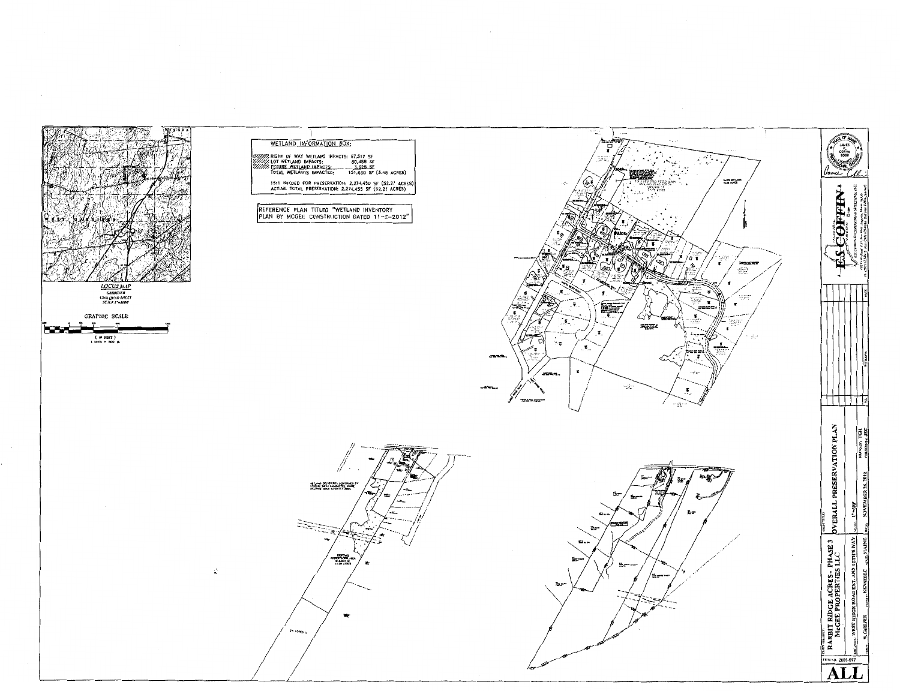**WETLAND INFORMATION BOX:**

RIGHT OF WAY WETLAND IMPACTS: 67,517 SF
LOT WETLAND IMPACTS: 80,488 SF
FUTURE WETLAND IMPACTS: 3,625 SF
TOTAL WETLANDS IMPACTED: 151,630 SF (3.48 ACRES)

15:1 NEEDED FOR PRESERVATION: 2,274,450 SF (52.21 ACRES)
ACTUAL TOTAL PRESERVATION: 2,274,455 SF (52.21 ACRES)

REFERENCE PLAN TITLED "WETLAND INVENTORY PLAN BY MCGEE CONSTRUCTION DATED 11-2-2012"

*LOCUS MAP*
*GARDINER*
*USGS QUAD SHEET*
*SCALE 1"=2000'*

GRAPHIC SCALE

( IN FEET )
1 inch = 300 ft.

PROPOSED PRESERVATION AREA

25 ACRES ±

E.S. COFFIN ENGINEERING & SURVEYING, INC.

STATE OF MAINE
JAMES E. COFFIN
5900
REGISTERED PROFESSIONAL ENGINEER

CLIENT/PROJECT: RABBIT RIDGE ACRES - PHASE 3
McGEE PROPERTIES LLC

LOCATION: WEST RIDGE ROAD EXT. AND SETH'S WAY

TOWN: W. GARDINER COUNTY: KENNEBEC STATE: MAINE

SHEET TITLE: OVERALL PRESERVATION PLAN

SCALE: 1"=300'

DATE: NOVEMBER 26, 2012

DRAWN BY: TGH

CHECKED BY: JEC

FILE NO. 2006-097

ALL